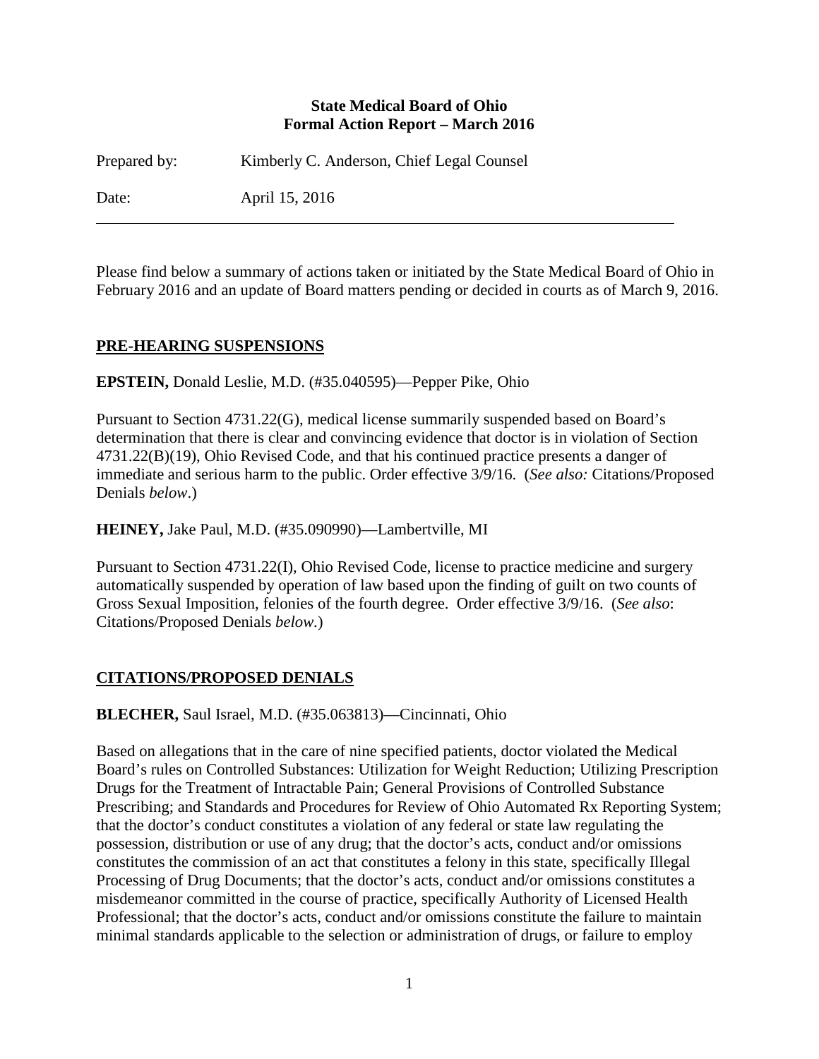**State Medical Board of Ohio**
**Formal Action Report – March 2016**

Prepared by: Kimberly C. Anderson, Chief Legal Counsel

Date: April 15, 2016

---

Please find below a summary of actions taken or initiated by the State Medical Board of Ohio in February 2016 and an update of Board matters pending or decided in courts as of March 9, 2016.

## PRE-HEARING SUSPENSIONS

**EPSTEIN,** Donald Leslie, M.D. (#35.040595)—Pepper Pike, Ohio

Pursuant to Section 4731.22(G), medical license summarily suspended based on Board's determination that there is clear and convincing evidence that doctor is in violation of Section 4731.22(B)(19), Ohio Revised Code, and that his continued practice presents a danger of immediate and serious harm to the public. Order effective 3/9/16. (*See also:* Citations/Proposed Denials *below*.)

**HEINEY,** Jake Paul, M.D. (#35.090990)—Lambertville, MI

Pursuant to Section 4731.22(I), Ohio Revised Code, license to practice medicine and surgery automatically suspended by operation of law based upon the finding of guilt on two counts of Gross Sexual Imposition, felonies of the fourth degree. Order effective 3/9/16. (*See also*: Citations/Proposed Denials *below.*)

## CITATIONS/PROPOSED DENIALS

**BLECHER,** Saul Israel, M.D. (#35.063813)—Cincinnati, Ohio

Based on allegations that in the care of nine specified patients, doctor violated the Medical Board's rules on Controlled Substances: Utilization for Weight Reduction; Utilizing Prescription Drugs for the Treatment of Intractable Pain; General Provisions of Controlled Substance Prescribing; and Standards and Procedures for Review of Ohio Automated Rx Reporting System; that the doctor's conduct constitutes a violation of any federal or state law regulating the possession, distribution or use of any drug; that the doctor's acts, conduct and/or omissions constitutes the commission of an act that constitutes a felony in this state, specifically Illegal Processing of Drug Documents; that the doctor's acts, conduct and/or omissions constitutes a misdemeanor committed in the course of practice, specifically Authority of Licensed Health Professional; that the doctor's acts, conduct and/or omissions constitute the failure to maintain minimal standards applicable to the selection or administration of drugs, or failure to employ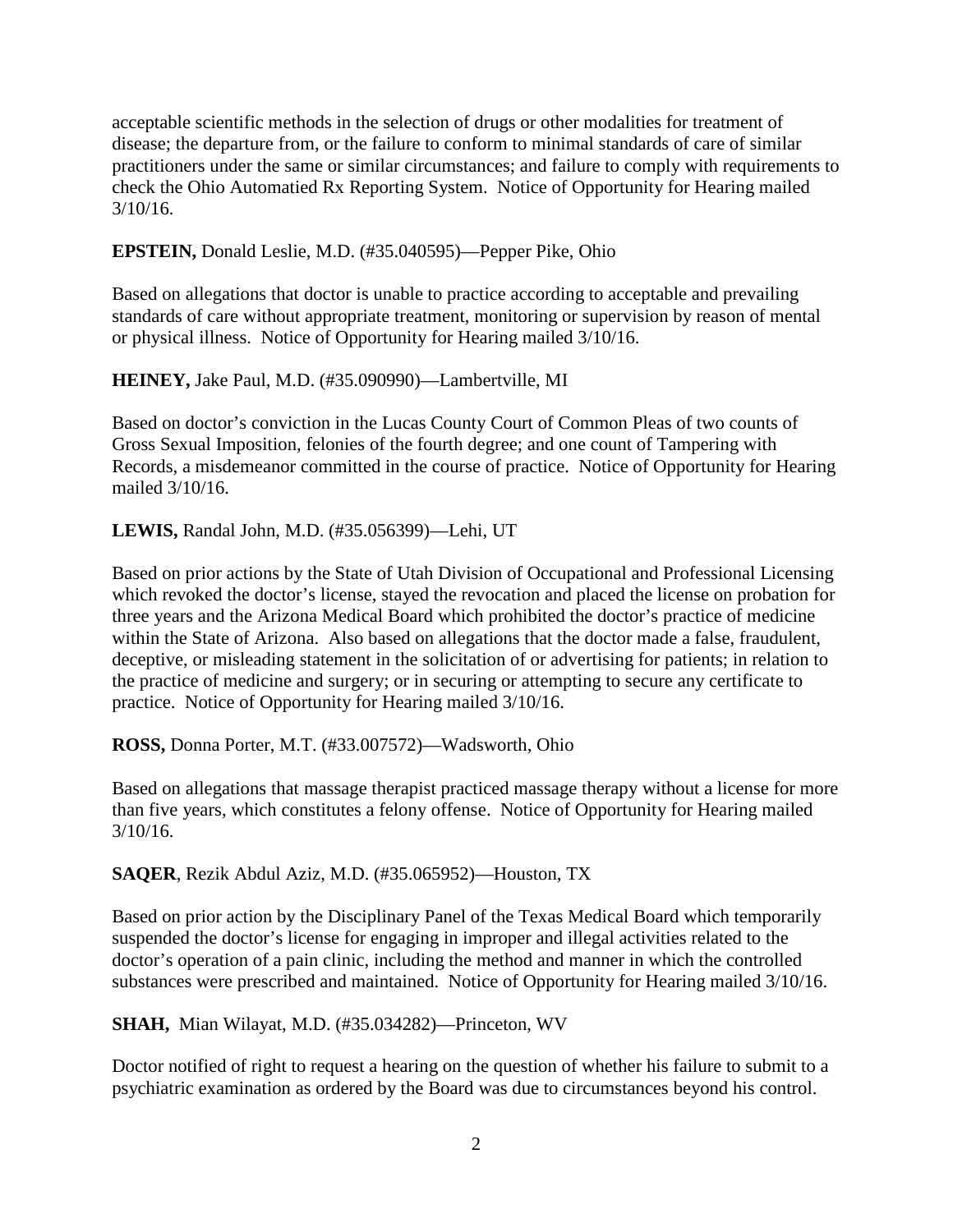acceptable scientific methods in the selection of drugs or other modalities for treatment of disease; the departure from, or the failure to conform to minimal standards of care of similar practitioners under the same or similar circumstances; and failure to comply with requirements to check the Ohio Automatied Rx Reporting System. Notice of Opportunity for Hearing mailed 3/10/16.

**EPSTEIN,** Donald Leslie, M.D. (#35.040595)—Pepper Pike, Ohio

Based on allegations that doctor is unable to practice according to acceptable and prevailing standards of care without appropriate treatment, monitoring or supervision by reason of mental or physical illness. Notice of Opportunity for Hearing mailed 3/10/16.

**HEINEY,** Jake Paul, M.D. (#35.090990)—Lambertville, MI

Based on doctor's conviction in the Lucas County Court of Common Pleas of two counts of Gross Sexual Imposition, felonies of the fourth degree; and one count of Tampering with Records, a misdemeanor committed in the course of practice. Notice of Opportunity for Hearing mailed 3/10/16.

**LEWIS,** Randal John, M.D. (#35.056399)—Lehi, UT

Based on prior actions by the State of Utah Division of Occupational and Professional Licensing which revoked the doctor's license, stayed the revocation and placed the license on probation for three years and the Arizona Medical Board which prohibited the doctor's practice of medicine within the State of Arizona. Also based on allegations that the doctor made a false, fraudulent, deceptive, or misleading statement in the solicitation of or advertising for patients; in relation to the practice of medicine and surgery; or in securing or attempting to secure any certificate to practice. Notice of Opportunity for Hearing mailed 3/10/16.

**ROSS,** Donna Porter, M.T. (#33.007572)—Wadsworth, Ohio

Based on allegations that massage therapist practiced massage therapy without a license for more than five years, which constitutes a felony offense. Notice of Opportunity for Hearing mailed 3/10/16.

**SAQER**, Rezik Abdul Aziz, M.D. (#35.065952)—Houston, TX

Based on prior action by the Disciplinary Panel of the Texas Medical Board which temporarily suspended the doctor's license for engaging in improper and illegal activities related to the doctor's operation of a pain clinic, including the method and manner in which the controlled substances were prescribed and maintained. Notice of Opportunity for Hearing mailed 3/10/16.

**SHAH,** Mian Wilayat, M.D. (#35.034282)—Princeton, WV

Doctor notified of right to request a hearing on the question of whether his failure to submit to a psychiatric examination as ordered by the Board was due to circumstances beyond his control.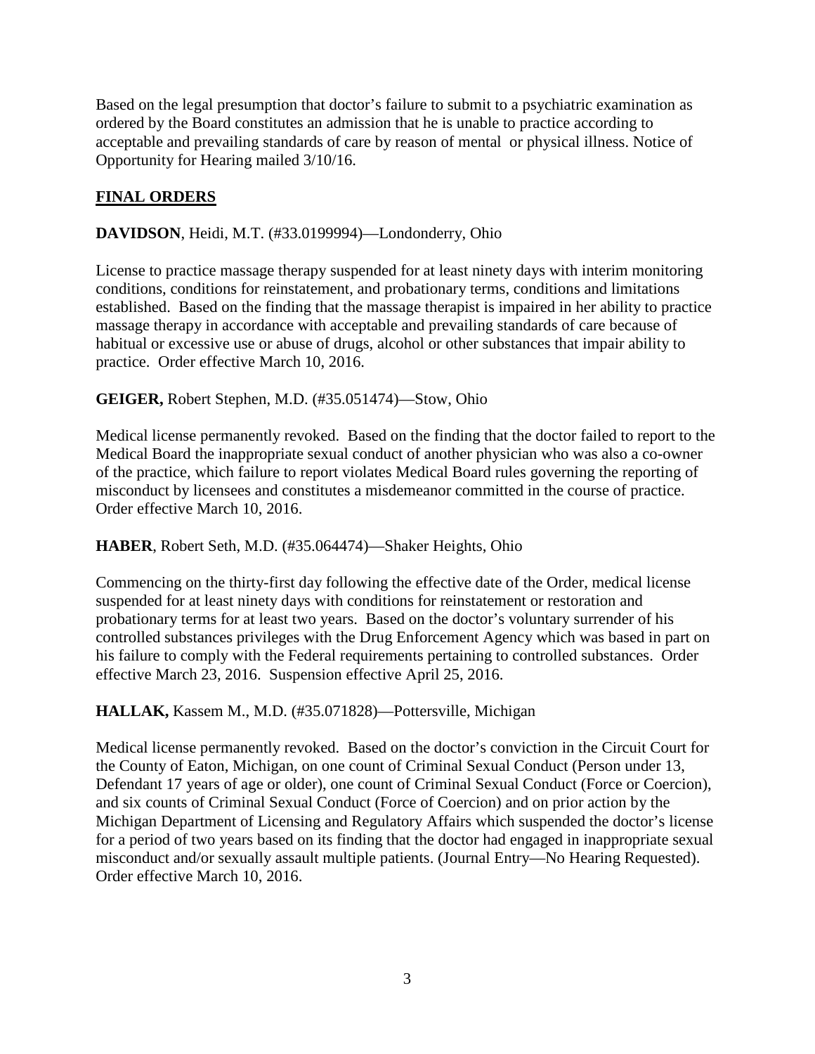Based on the legal presumption that doctor's failure to submit to a psychiatric examination as ordered by the Board constitutes an admission that he is unable to practice according to acceptable and prevailing standards of care by reason of mental or physical illness. Notice of Opportunity for Hearing mailed 3/10/16.

## FINAL ORDERS

**DAVIDSON**, Heidi, M.T. (#33.0199994)—Londonderry, Ohio

License to practice massage therapy suspended for at least ninety days with interim monitoring conditions, conditions for reinstatement, and probationary terms, conditions and limitations established. Based on the finding that the massage therapist is impaired in her ability to practice massage therapy in accordance with acceptable and prevailing standards of care because of habitual or excessive use or abuse of drugs, alcohol or other substances that impair ability to practice. Order effective March 10, 2016.

**GEIGER,** Robert Stephen, M.D. (#35.051474)—Stow, Ohio

Medical license permanently revoked. Based on the finding that the doctor failed to report to the Medical Board the inappropriate sexual conduct of another physician who was also a co-owner of the practice, which failure to report violates Medical Board rules governing the reporting of misconduct by licensees and constitutes a misdemeanor committed in the course of practice. Order effective March 10, 2016.

**HABER**, Robert Seth, M.D. (#35.064474)—Shaker Heights, Ohio

Commencing on the thirty-first day following the effective date of the Order, medical license suspended for at least ninety days with conditions for reinstatement or restoration and probationary terms for at least two years. Based on the doctor's voluntary surrender of his controlled substances privileges with the Drug Enforcement Agency which was based in part on his failure to comply with the Federal requirements pertaining to controlled substances. Order effective March 23, 2016. Suspension effective April 25, 2016.

**HALLAK,** Kassem M., M.D. (#35.071828)—Pottersville, Michigan

Medical license permanently revoked. Based on the doctor's conviction in the Circuit Court for the County of Eaton, Michigan, on one count of Criminal Sexual Conduct (Person under 13, Defendant 17 years of age or older), one count of Criminal Sexual Conduct (Force or Coercion), and six counts of Criminal Sexual Conduct (Force of Coercion) and on prior action by the Michigan Department of Licensing and Regulatory Affairs which suspended the doctor's license for a period of two years based on its finding that the doctor had engaged in inappropriate sexual misconduct and/or sexually assault multiple patients. (Journal Entry—No Hearing Requested). Order effective March 10, 2016.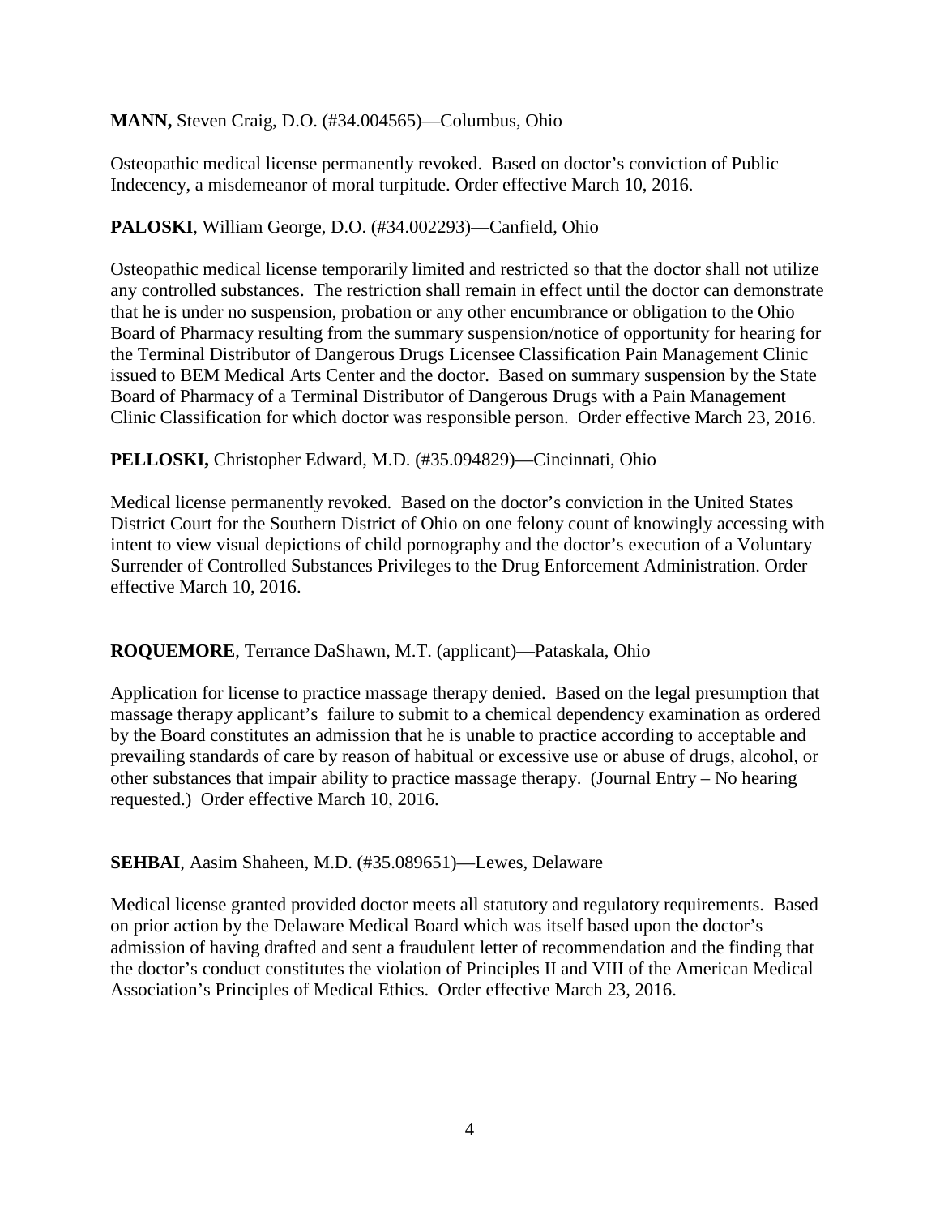**MANN,** Steven Craig, D.O. (#34.004565)—Columbus, Ohio

Osteopathic medical license permanently revoked. Based on doctor's conviction of Public Indecency, a misdemeanor of moral turpitude. Order effective March 10, 2016.

**PALOSKI**, William George, D.O. (#34.002293)—Canfield, Ohio

Osteopathic medical license temporarily limited and restricted so that the doctor shall not utilize any controlled substances. The restriction shall remain in effect until the doctor can demonstrate that he is under no suspension, probation or any other encumbrance or obligation to the Ohio Board of Pharmacy resulting from the summary suspension/notice of opportunity for hearing for the Terminal Distributor of Dangerous Drugs Licensee Classification Pain Management Clinic issued to BEM Medical Arts Center and the doctor. Based on summary suspension by the State Board of Pharmacy of a Terminal Distributor of Dangerous Drugs with a Pain Management Clinic Classification for which doctor was responsible person. Order effective March 23, 2016.

**PELLOSKI,** Christopher Edward, M.D. (#35.094829)—Cincinnati, Ohio

Medical license permanently revoked. Based on the doctor's conviction in the United States District Court for the Southern District of Ohio on one felony count of knowingly accessing with intent to view visual depictions of child pornography and the doctor's execution of a Voluntary Surrender of Controlled Substances Privileges to the Drug Enforcement Administration. Order effective March 10, 2016.

**ROQUEMORE**, Terrance DaShawn, M.T. (applicant)—Pataskala, Ohio

Application for license to practice massage therapy denied. Based on the legal presumption that massage therapy applicant's failure to submit to a chemical dependency examination as ordered by the Board constitutes an admission that he is unable to practice according to acceptable and prevailing standards of care by reason of habitual or excessive use or abuse of drugs, alcohol, or other substances that impair ability to practice massage therapy. (Journal Entry – No hearing requested.) Order effective March 10, 2016.

**SEHBAI**, Aasim Shaheen, M.D. (#35.089651)—Lewes, Delaware

Medical license granted provided doctor meets all statutory and regulatory requirements. Based on prior action by the Delaware Medical Board which was itself based upon the doctor's admission of having drafted and sent a fraudulent letter of recommendation and the finding that the doctor's conduct constitutes the violation of Principles II and VIII of the American Medical Association's Principles of Medical Ethics. Order effective March 23, 2016.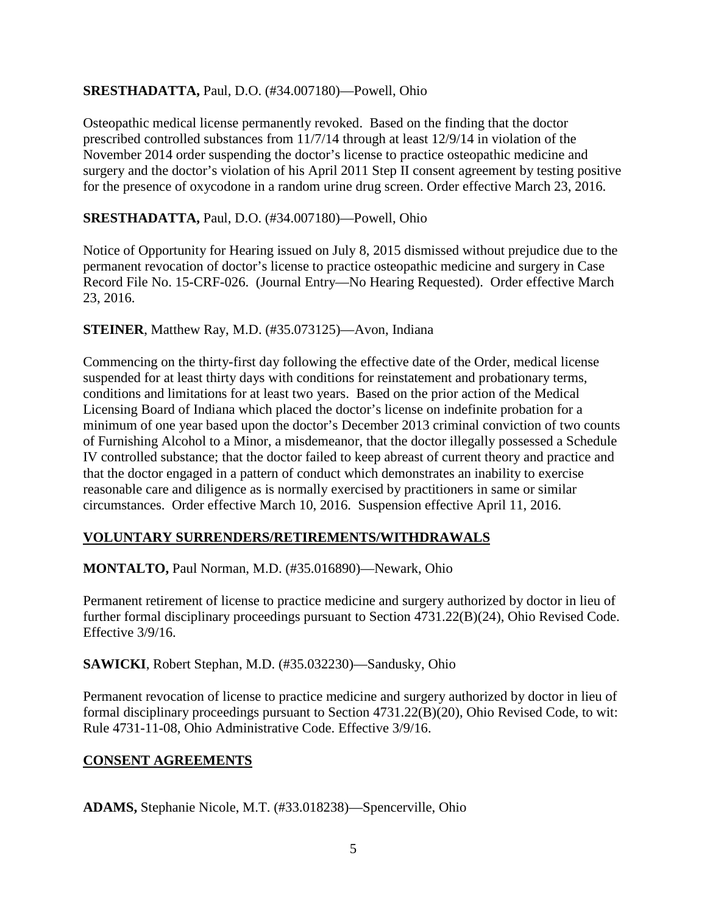**SRESTHADATTA,** Paul, D.O. (#34.007180)—Powell, Ohio

Osteopathic medical license permanently revoked. Based on the finding that the doctor prescribed controlled substances from 11/7/14 through at least 12/9/14 in violation of the November 2014 order suspending the doctor's license to practice osteopathic medicine and surgery and the doctor's violation of his April 2011 Step II consent agreement by testing positive for the presence of oxycodone in a random urine drug screen. Order effective March 23, 2016.

**SRESTHADATTA,** Paul, D.O. (#34.007180)—Powell, Ohio

Notice of Opportunity for Hearing issued on July 8, 2015 dismissed without prejudice due to the permanent revocation of doctor's license to practice osteopathic medicine and surgery in Case Record File No. 15-CRF-026. (Journal Entry—No Hearing Requested). Order effective March 23, 2016.

**STEINER**, Matthew Ray, M.D. (#35.073125)—Avon, Indiana

Commencing on the thirty-first day following the effective date of the Order, medical license suspended for at least thirty days with conditions for reinstatement and probationary terms, conditions and limitations for at least two years. Based on the prior action of the Medical Licensing Board of Indiana which placed the doctor's license on indefinite probation for a minimum of one year based upon the doctor's December 2013 criminal conviction of two counts of Furnishing Alcohol to a Minor, a misdemeanor, that the doctor illegally possessed a Schedule IV controlled substance; that the doctor failed to keep abreast of current theory and practice and that the doctor engaged in a pattern of conduct which demonstrates an inability to exercise reasonable care and diligence as is normally exercised by practitioners in same or similar circumstances. Order effective March 10, 2016. Suspension effective April 11, 2016.

## VOLUNTARY SURRENDERS/RETIREMENTS/WITHDRAWALS

**MONTALTO,** Paul Norman, M.D. (#35.016890)—Newark, Ohio

Permanent retirement of license to practice medicine and surgery authorized by doctor in lieu of further formal disciplinary proceedings pursuant to Section 4731.22(B)(24), Ohio Revised Code. Effective 3/9/16.

**SAWICKI**, Robert Stephan, M.D. (#35.032230)—Sandusky, Ohio

Permanent revocation of license to practice medicine and surgery authorized by doctor in lieu of formal disciplinary proceedings pursuant to Section 4731.22(B)(20), Ohio Revised Code, to wit: Rule 4731-11-08, Ohio Administrative Code. Effective 3/9/16.

## CONSENT AGREEMENTS

**ADAMS,** Stephanie Nicole, M.T. (#33.018238)—Spencerville, Ohio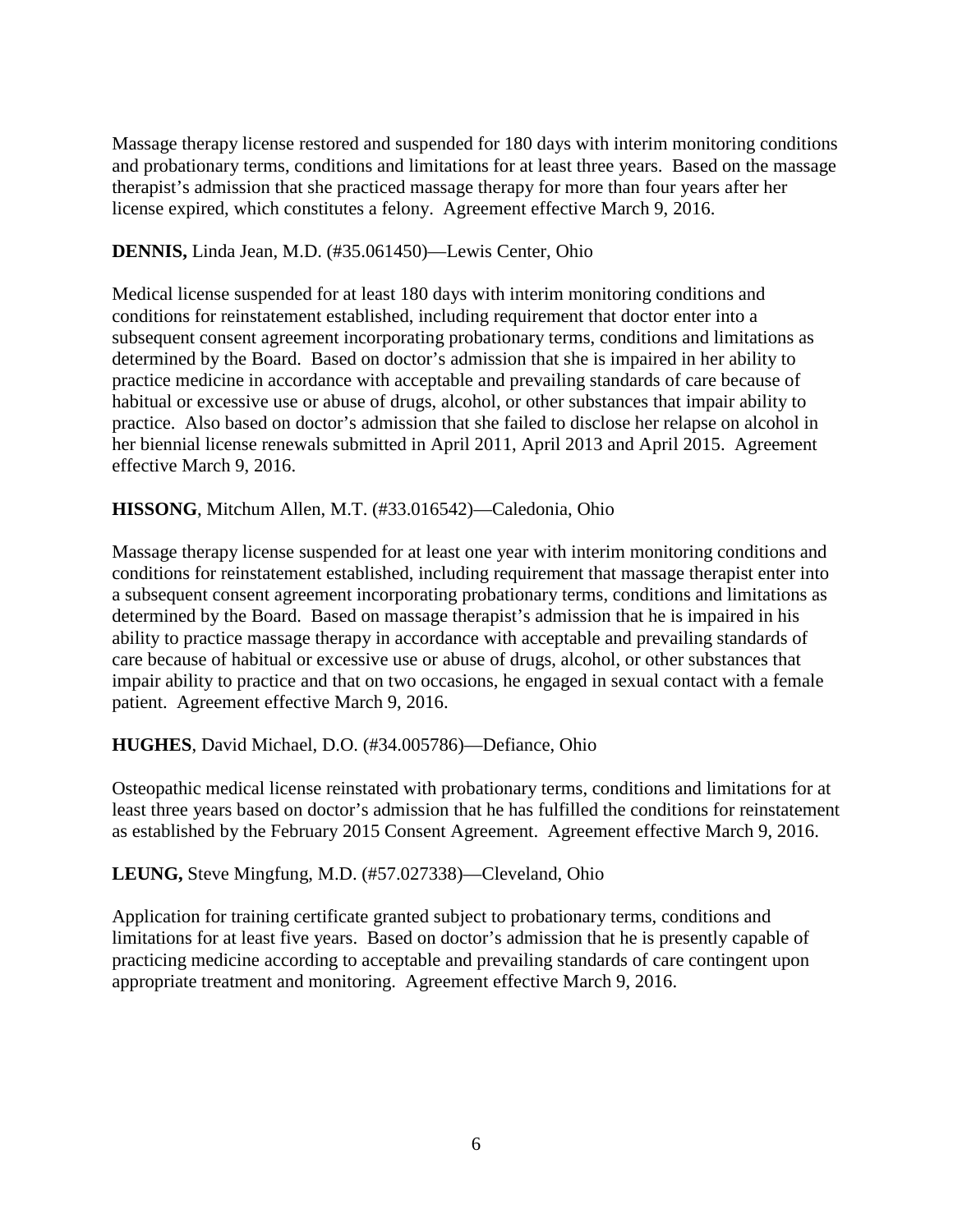Massage therapy license restored and suspended for 180 days with interim monitoring conditions and probationary terms, conditions and limitations for at least three years. Based on the massage therapist's admission that she practiced massage therapy for more than four years after her license expired, which constitutes a felony. Agreement effective March 9, 2016.

**DENNIS,** Linda Jean, M.D. (#35.061450)—Lewis Center, Ohio

Medical license suspended for at least 180 days with interim monitoring conditions and conditions for reinstatement established, including requirement that doctor enter into a subsequent consent agreement incorporating probationary terms, conditions and limitations as determined by the Board. Based on doctor's admission that she is impaired in her ability to practice medicine in accordance with acceptable and prevailing standards of care because of habitual or excessive use or abuse of drugs, alcohol, or other substances that impair ability to practice. Also based on doctor's admission that she failed to disclose her relapse on alcohol in her biennial license renewals submitted in April 2011, April 2013 and April 2015. Agreement effective March 9, 2016.

**HISSONG**, Mitchum Allen, M.T. (#33.016542)—Caledonia, Ohio

Massage therapy license suspended for at least one year with interim monitoring conditions and conditions for reinstatement established, including requirement that massage therapist enter into a subsequent consent agreement incorporating probationary terms, conditions and limitations as determined by the Board. Based on massage therapist's admission that he is impaired in his ability to practice massage therapy in accordance with acceptable and prevailing standards of care because of habitual or excessive use or abuse of drugs, alcohol, or other substances that impair ability to practice and that on two occasions, he engaged in sexual contact with a female patient. Agreement effective March 9, 2016.

**HUGHES**, David Michael, D.O. (#34.005786)—Defiance, Ohio

Osteopathic medical license reinstated with probationary terms, conditions and limitations for at least three years based on doctor's admission that he has fulfilled the conditions for reinstatement as established by the February 2015 Consent Agreement. Agreement effective March 9, 2016.

**LEUNG,** Steve Mingfung, M.D. (#57.027338)—Cleveland, Ohio

Application for training certificate granted subject to probationary terms, conditions and limitations for at least five years. Based on doctor's admission that he is presently capable of practicing medicine according to acceptable and prevailing standards of care contingent upon appropriate treatment and monitoring. Agreement effective March 9, 2016.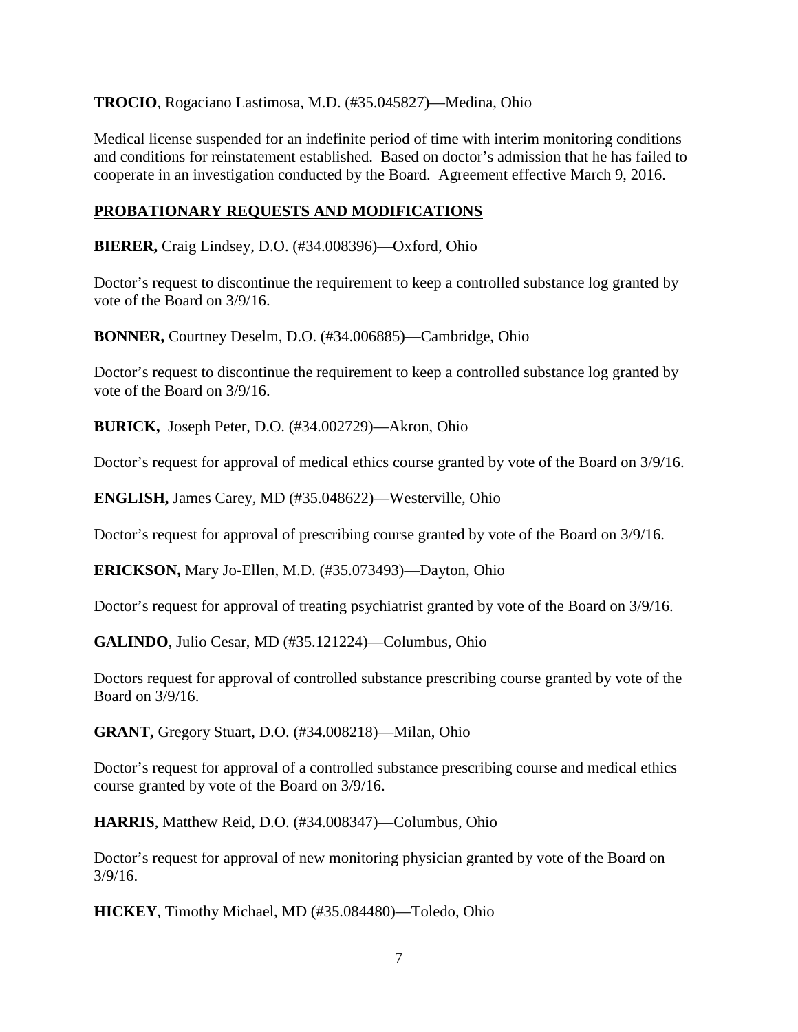**TROCIO**, Rogaciano Lastimosa, M.D. (#35.045827)—Medina, Ohio

Medical license suspended for an indefinite period of time with interim monitoring conditions and conditions for reinstatement established. Based on doctor's admission that he has failed to cooperate in an investigation conducted by the Board. Agreement effective March 9, 2016.

## PROBATIONARY REQUESTS AND MODIFICATIONS

**BIERER,** Craig Lindsey, D.O. (#34.008396)—Oxford, Ohio

Doctor's request to discontinue the requirement to keep a controlled substance log granted by vote of the Board on 3/9/16.

**BONNER,** Courtney Deselm, D.O. (#34.006885)—Cambridge, Ohio

Doctor's request to discontinue the requirement to keep a controlled substance log granted by vote of the Board on 3/9/16.

**BURICK,** Joseph Peter, D.O. (#34.002729)—Akron, Ohio

Doctor's request for approval of medical ethics course granted by vote of the Board on 3/9/16.

**ENGLISH,** James Carey, MD (#35.048622)—Westerville, Ohio

Doctor's request for approval of prescribing course granted by vote of the Board on 3/9/16.

**ERICKSON,** Mary Jo-Ellen, M.D. (#35.073493)—Dayton, Ohio

Doctor's request for approval of treating psychiatrist granted by vote of the Board on 3/9/16.

**GALINDO**, Julio Cesar, MD (#35.121224)—Columbus, Ohio

Doctors request for approval of controlled substance prescribing course granted by vote of the Board on 3/9/16.

**GRANT,** Gregory Stuart, D.O. (#34.008218)—Milan, Ohio

Doctor's request for approval of a controlled substance prescribing course and medical ethics course granted by vote of the Board on 3/9/16.

**HARRIS**, Matthew Reid, D.O. (#34.008347)—Columbus, Ohio

Doctor's request for approval of new monitoring physician granted by vote of the Board on 3/9/16.

**HICKEY**, Timothy Michael, MD (#35.084480)—Toledo, Ohio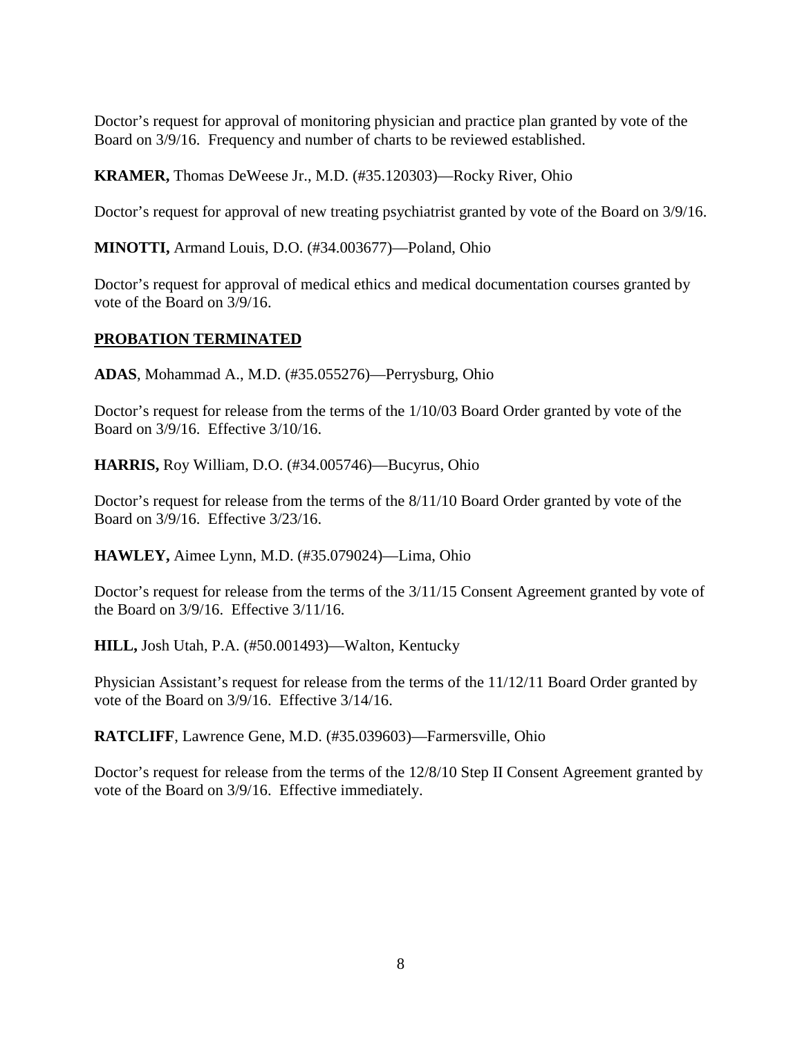Doctor's request for approval of monitoring physician and practice plan granted by vote of the Board on 3/9/16. Frequency and number of charts to be reviewed established.

**KRAMER,** Thomas DeWeese Jr., M.D. (#35.120303)—Rocky River, Ohio

Doctor's request for approval of new treating psychiatrist granted by vote of the Board on 3/9/16.

**MINOTTI,** Armand Louis, D.O. (#34.003677)—Poland, Ohio

Doctor's request for approval of medical ethics and medical documentation courses granted by vote of the Board on 3/9/16.

## **PROBATION TERMINATED**

**ADAS**, Mohammad A., M.D. (#35.055276)—Perrysburg, Ohio

Doctor's request for release from the terms of the 1/10/03 Board Order granted by vote of the Board on 3/9/16. Effective 3/10/16.

**HARRIS,** Roy William, D.O. (#34.005746)—Bucyrus, Ohio

Doctor's request for release from the terms of the 8/11/10 Board Order granted by vote of the Board on 3/9/16. Effective 3/23/16.

**HAWLEY,** Aimee Lynn, M.D. (#35.079024)—Lima, Ohio

Doctor's request for release from the terms of the 3/11/15 Consent Agreement granted by vote of the Board on 3/9/16. Effective 3/11/16.

**HILL,** Josh Utah, P.A. (#50.001493)—Walton, Kentucky

Physician Assistant's request for release from the terms of the 11/12/11 Board Order granted by vote of the Board on 3/9/16. Effective 3/14/16.

**RATCLIFF**, Lawrence Gene, M.D. (#35.039603)—Farmersville, Ohio

Doctor's request for release from the terms of the 12/8/10 Step II Consent Agreement granted by vote of the Board on 3/9/16. Effective immediately.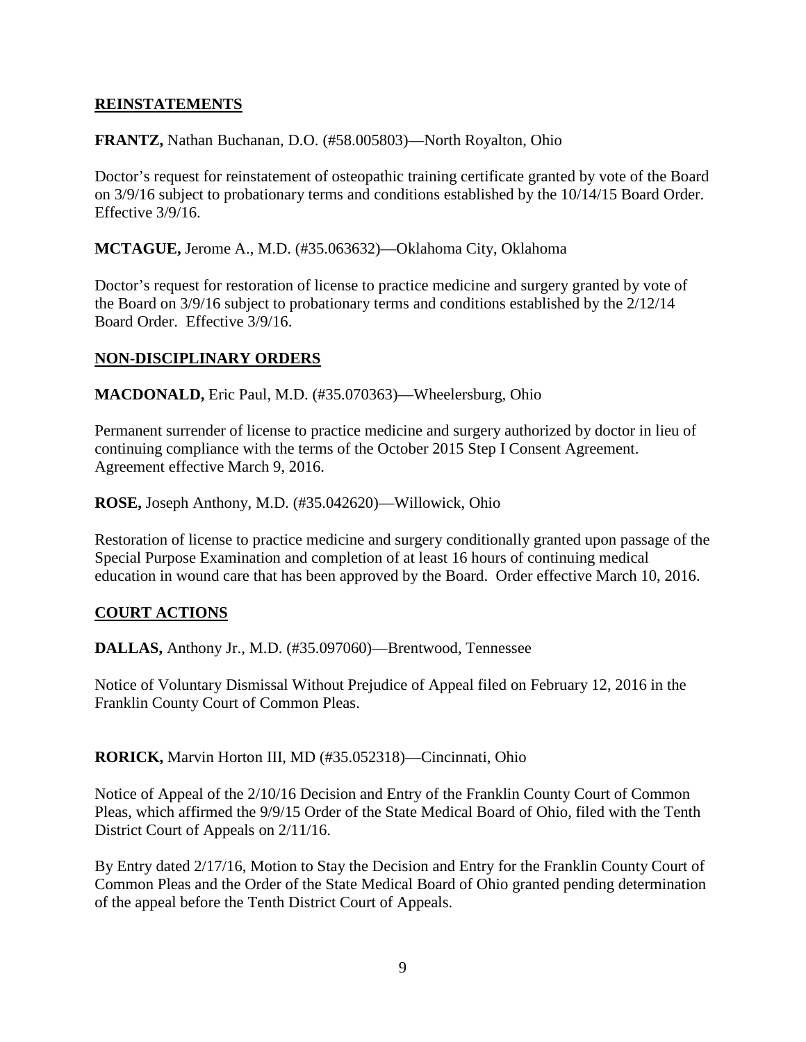## REINSTATEMENTS

**FRANTZ,** Nathan Buchanan, D.O. (#58.005803)—North Royalton, Ohio

Doctor's request for reinstatement of osteopathic training certificate granted by vote of the Board on 3/9/16 subject to probationary terms and conditions established by the 10/14/15 Board Order. Effective 3/9/16.

**MCTAGUE,** Jerome A., M.D. (#35.063632)—Oklahoma City, Oklahoma

Doctor's request for restoration of license to practice medicine and surgery granted by vote of the Board on 3/9/16 subject to probationary terms and conditions established by the 2/12/14 Board Order. Effective 3/9/16.

## NON-DISCIPLINARY ORDERS

**MACDONALD,** Eric Paul, M.D. (#35.070363)—Wheelersburg, Ohio

Permanent surrender of license to practice medicine and surgery authorized by doctor in lieu of continuing compliance with the terms of the October 2015 Step I Consent Agreement. Agreement effective March 9, 2016.

**ROSE,** Joseph Anthony, M.D. (#35.042620)—Willowick, Ohio

Restoration of license to practice medicine and surgery conditionally granted upon passage of the Special Purpose Examination and completion of at least 16 hours of continuing medical education in wound care that has been approved by the Board. Order effective March 10, 2016.

## COURT ACTIONS

**DALLAS,** Anthony Jr., M.D. (#35.097060)—Brentwood, Tennessee

Notice of Voluntary Dismissal Without Prejudice of Appeal filed on February 12, 2016 in the Franklin County Court of Common Pleas.

**RORICK,** Marvin Horton III, MD (#35.052318)—Cincinnati, Ohio

Notice of Appeal of the 2/10/16 Decision and Entry of the Franklin County Court of Common Pleas, which affirmed the 9/9/15 Order of the State Medical Board of Ohio, filed with the Tenth District Court of Appeals on 2/11/16.

By Entry dated 2/17/16, Motion to Stay the Decision and Entry for the Franklin County Court of Common Pleas and the Order of the State Medical Board of Ohio granted pending determination of the appeal before the Tenth District Court of Appeals.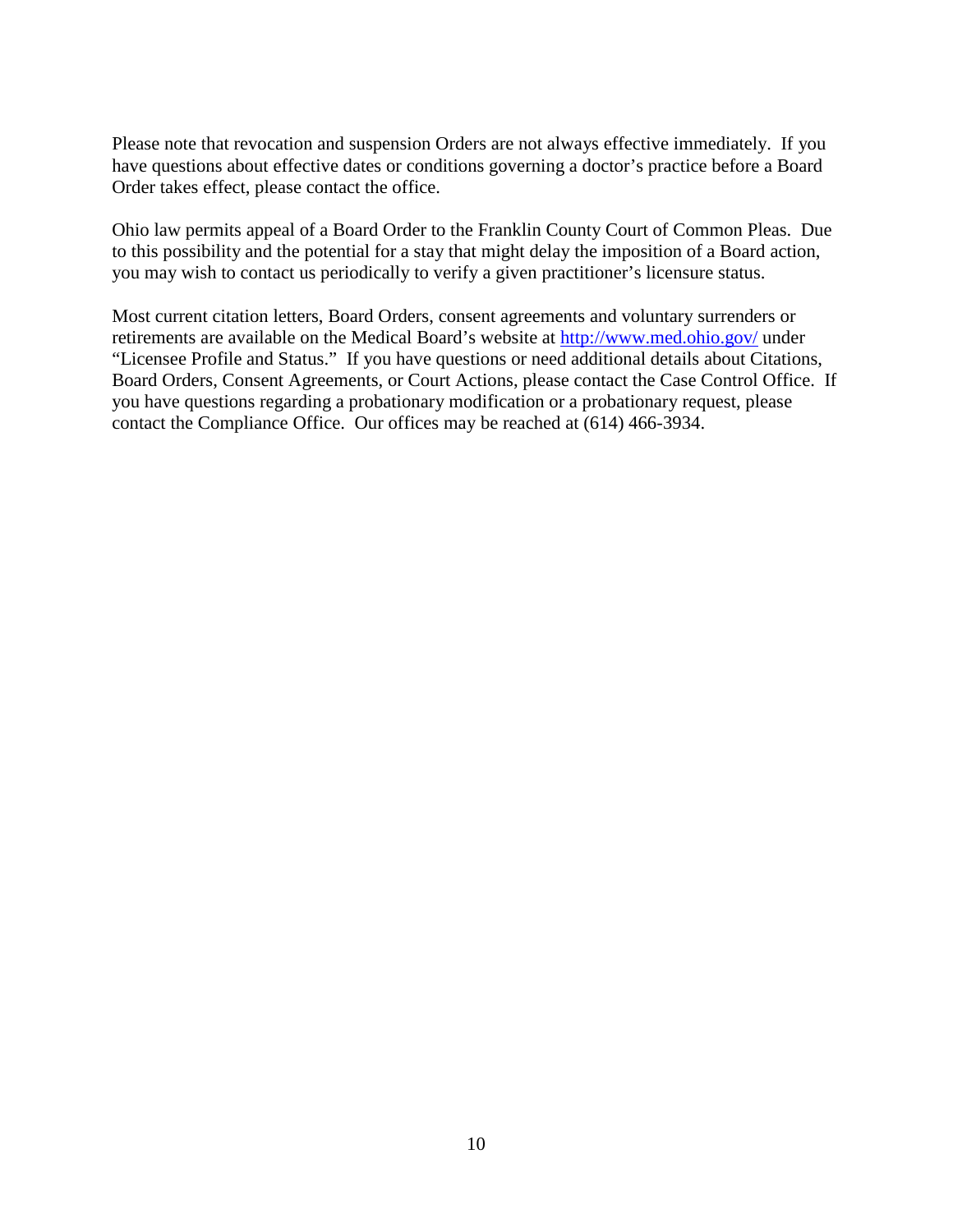Please note that revocation and suspension Orders are not always effective immediately. If you have questions about effective dates or conditions governing a doctor's practice before a Board Order takes effect, please contact the office.

Ohio law permits appeal of a Board Order to the Franklin County Court of Common Pleas. Due to this possibility and the potential for a stay that might delay the imposition of a Board action, you may wish to contact us periodically to verify a given practitioner's licensure status.

Most current citation letters, Board Orders, consent agreements and voluntary surrenders or retirements are available on the Medical Board's website at [http://www.med.ohio.gov/](http://www.med.ohio.gov/) under "Licensee Profile and Status." If you have questions or need additional details about Citations, Board Orders, Consent Agreements, or Court Actions, please contact the Case Control Office. If you have questions regarding a probationary modification or a probationary request, please contact the Compliance Office. Our offices may be reached at (614) 466-3934.